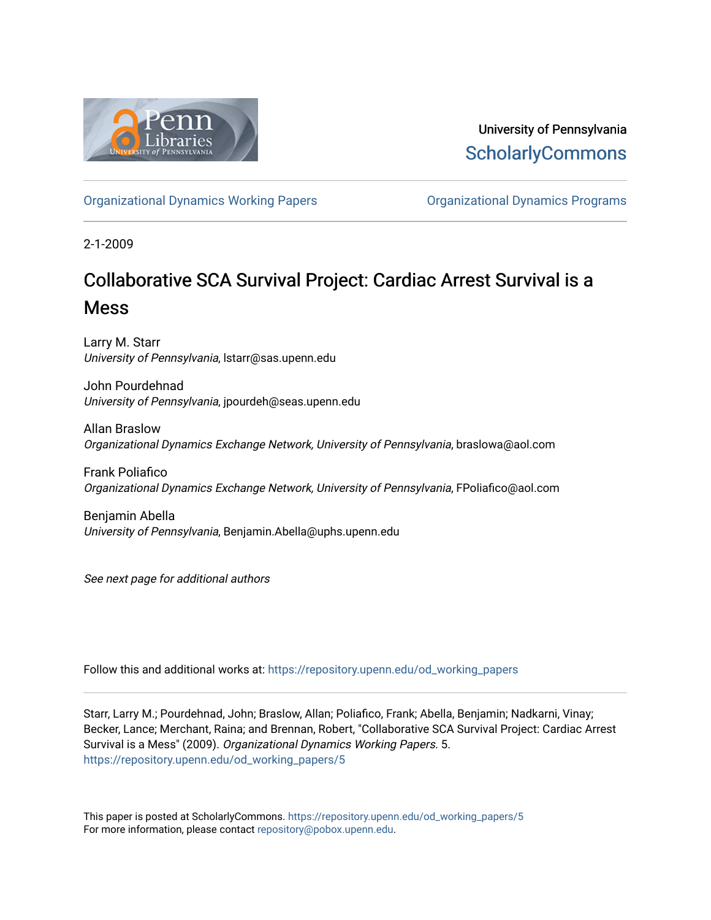University of Pennsylvania
ScholarlyCommons

Organizational Dynamics Working Papers | Organizational Dynamics Programs

2-1-2009

# Collaborative SCA Survival Project: Cardiac Arrest Survival is a Mess

Larry M. Starr
*University of Pennsylvania*, lstarr@sas.upenn.edu

John Pourdehnad
*University of Pennsylvania*, jpourdeh@seas.upenn.edu

Allan Braslow
*Organizational Dynamics Exchange Network, University of Pennsylvania*, braslowa@aol.com

Frank Poliafico
*Organizational Dynamics Exchange Network, University of Pennsylvania*, FPoliafico@aol.com

Benjamin Abella
*University of Pennsylvania*, Benjamin.Abella@uphs.upenn.edu

*See next page for additional authors*

Follow this and additional works at: https://repository.upenn.edu/od_working_papers

Starr, Larry M.; Pourdehnad, John; Braslow, Allan; Poliafico, Frank; Abella, Benjamin; Nadkarni, Vinay; Becker, Lance; Merchant, Raina; and Brennan, Robert, "Collaborative SCA Survival Project: Cardiac Arrest Survival is a Mess" (2009). *Organizational Dynamics Working Papers*. 5.
https://repository.upenn.edu/od_working_papers/5

This paper is posted at ScholarlyCommons. https://repository.upenn.edu/od_working_papers/5
For more information, please contact repository@pobox.upenn.edu.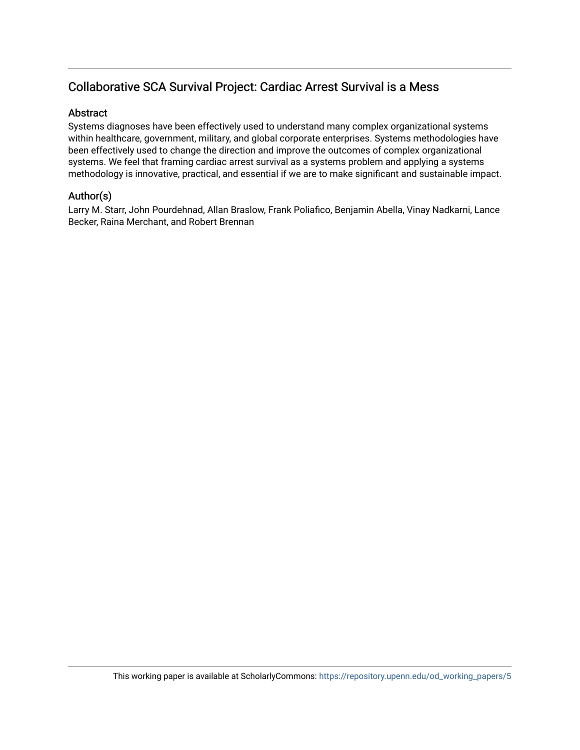## Collaborative SCA Survival Project: Cardiac Arrest Survival is a Mess

### Abstract

Systems diagnoses have been effectively used to understand many complex organizational systems within healthcare, government, military, and global corporate enterprises. Systems methodologies have been effectively used to change the direction and improve the outcomes of complex organizational systems. We feel that framing cardiac arrest survival as a systems problem and applying a systems methodology is innovative, practical, and essential if we are to make significant and sustainable impact.

### Author(s)

Larry M. Starr, John Pourdehnad, Allan Braslow, Frank Poliafico, Benjamin Abella, Vinay Nadkarni, Lance Becker, Raina Merchant, and Robert Brennan

This working paper is available at ScholarlyCommons: https://repository.upenn.edu/od_working_papers/5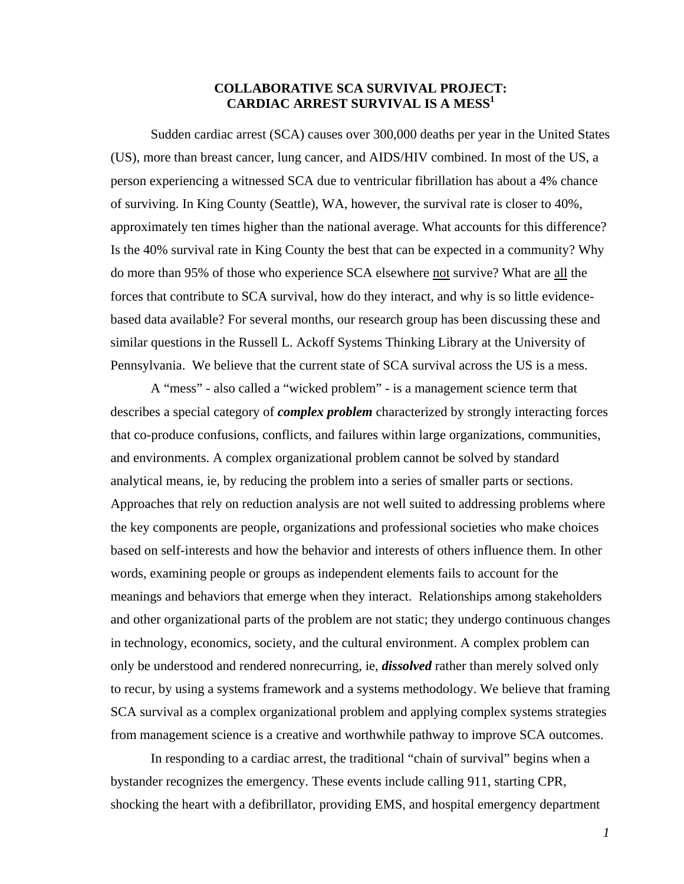# COLLABORATIVE SCA SURVIVAL PROJECT: CARDIAC ARREST SURVIVAL IS A MESS[1]

Sudden cardiac arrest (SCA) causes over 300,000 deaths per year in the United States (US), more than breast cancer, lung cancer, and AIDS/HIV combined. In most of the US, a person experiencing a witnessed SCA due to ventricular fibrillation has about a 4% chance of surviving. In King County (Seattle), WA, however, the survival rate is closer to 40%, approximately ten times higher than the national average. What accounts for this difference? Is the 40% survival rate in King County the best that can be expected in a community? Why do more than 95% of those who experience SCA elsewhere not survive? What are all the forces that contribute to SCA survival, how do they interact, and why is so little evidence-based data available? For several months, our research group has been discussing these and similar questions in the Russell L. Ackoff Systems Thinking Library at the University of Pennsylvania. We believe that the current state of SCA survival across the US is a mess.

A "mess" - also called a "wicked problem" - is a management science term that describes a special category of ***complex problem*** characterized by strongly interacting forces that co-produce confusions, conflicts, and failures within large organizations, communities, and environments. A complex organizational problem cannot be solved by standard analytical means, ie, by reducing the problem into a series of smaller parts or sections. Approaches that rely on reduction analysis are not well suited to addressing problems where the key components are people, organizations and professional societies who make choices based on self-interests and how the behavior and interests of others influence them. In other words, examining people or groups as independent elements fails to account for the meanings and behaviors that emerge when they interact. Relationships among stakeholders and other organizational parts of the problem are not static; they undergo continuous changes in technology, economics, society, and the cultural environment. A complex problem can only be understood and rendered nonrecurring, ie, ***dissolved*** rather than merely solved only to recur, by using a systems framework and a systems methodology. We believe that framing SCA survival as a complex organizational problem and applying complex systems strategies from management science is a creative and worthwhile pathway to improve SCA outcomes.

In responding to a cardiac arrest, the traditional "chain of survival" begins when a bystander recognizes the emergency. These events include calling 911, starting CPR, shocking the heart with a defibrillator, providing EMS, and hospital emergency department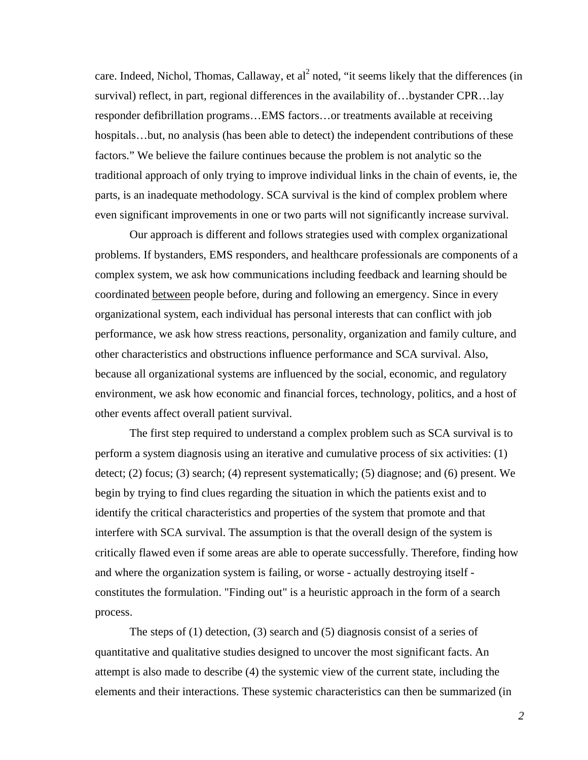care. Indeed, Nichol, Thomas, Callaway, et al[2] noted, "it seems likely that the differences (in survival) reflect, in part, regional differences in the availability of…bystander CPR…lay responder defibrillation programs…EMS factors…or treatments available at receiving hospitals…but, no analysis (has been able to detect) the independent contributions of these factors." We believe the failure continues because the problem is not analytic so the traditional approach of only trying to improve individual links in the chain of events, ie, the parts, is an inadequate methodology. SCA survival is the kind of complex problem where even significant improvements in one or two parts will not significantly increase survival.

Our approach is different and follows strategies used with complex organizational problems. If bystanders, EMS responders, and healthcare professionals are components of a complex system, we ask how communications including feedback and learning should be coordinated <u>between</u> people before, during and following an emergency. Since in every organizational system, each individual has personal interests that can conflict with job performance, we ask how stress reactions, personality, organization and family culture, and other characteristics and obstructions influence performance and SCA survival. Also, because all organizational systems are influenced by the social, economic, and regulatory environment, we ask how economic and financial forces, technology, politics, and a host of other events affect overall patient survival.

The first step required to understand a complex problem such as SCA survival is to perform a system diagnosis using an iterative and cumulative process of six activities: (1) detect; (2) focus; (3) search; (4) represent systematically; (5) diagnose; and (6) present. We begin by trying to find clues regarding the situation in which the patients exist and to identify the critical characteristics and properties of the system that promote and that interfere with SCA survival. The assumption is that the overall design of the system is critically flawed even if some areas are able to operate successfully. Therefore, finding how and where the organization system is failing, or worse - actually destroying itself - constitutes the formulation. "Finding out" is a heuristic approach in the form of a search process.

The steps of (1) detection, (3) search and (5) diagnosis consist of a series of quantitative and qualitative studies designed to uncover the most significant facts. An attempt is also made to describe (4) the systemic view of the current state, including the elements and their interactions. These systemic characteristics can then be summarized (in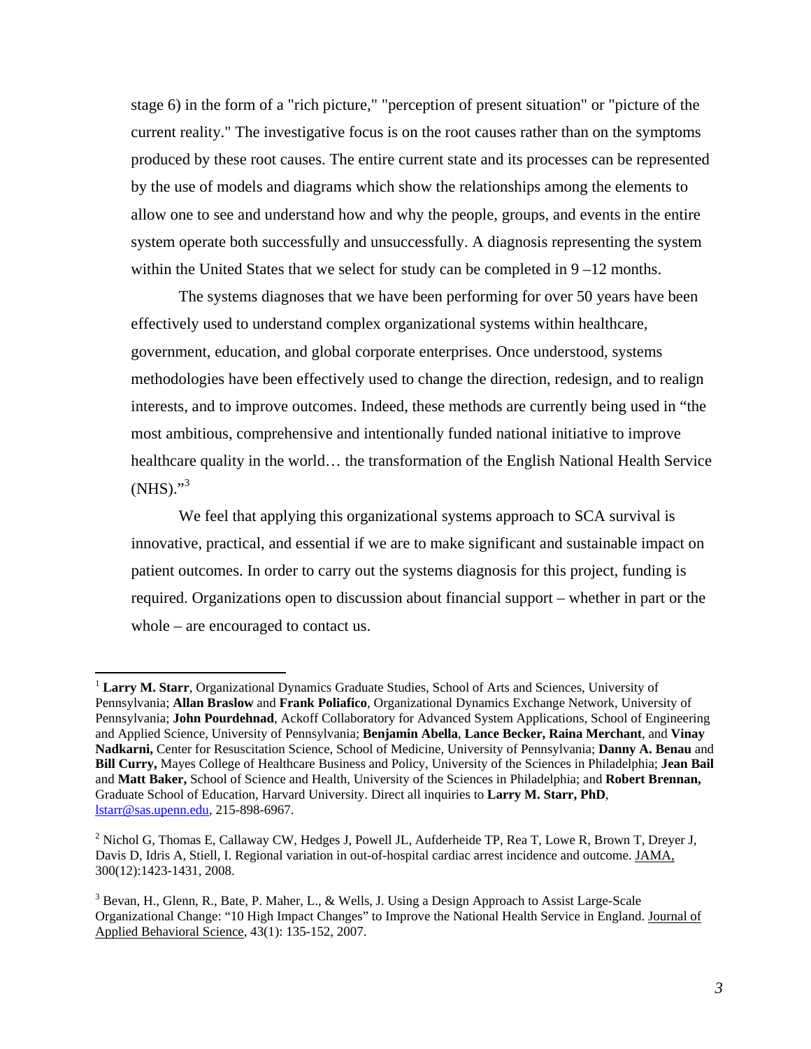stage 6) in the form of a "rich picture," "perception of present situation" or "picture of the current reality." The investigative focus is on the root causes rather than on the symptoms produced by these root causes. The entire current state and its processes can be represented by the use of models and diagrams which show the relationships among the elements to allow one to see and understand how and why the people, groups, and events in the entire system operate both successfully and unsuccessfully. A diagnosis representing the system within the United States that we select for study can be completed in 9 –12 months.

The systems diagnoses that we have been performing for over 50 years have been effectively used to understand complex organizational systems within healthcare, government, education, and global corporate enterprises. Once understood, systems methodologies have been effectively used to change the direction, redesign, and to realign interests, and to improve outcomes. Indeed, these methods are currently being used in "the most ambitious, comprehensive and intentionally funded national initiative to improve healthcare quality in the world… the transformation of the English National Health Service (NHS)."[3]

We feel that applying this organizational systems approach to SCA survival is innovative, practical, and essential if we are to make significant and sustainable impact on patient outcomes. In order to carry out the systems diagnosis for this project, funding is required. Organizations open to discussion about financial support – whether in part or the whole – are encouraged to contact us.

---

[1] **Larry M. Starr**, Organizational Dynamics Graduate Studies, School of Arts and Sciences, University of Pennsylvania; **Allan Braslow** and **Frank Poliafico**, Organizational Dynamics Exchange Network, University of Pennsylvania; **John Pourdehnad**, Ackoff Collaboratory for Advanced System Applications, School of Engineering and Applied Science, University of Pennsylvania; **Benjamin Abella**, **Lance Becker, Raina Merchant**, and **Vinay Nadkarni,** Center for Resuscitation Science, School of Medicine, University of Pennsylvania; **Danny A. Benau** and **Bill Curry,** Mayes College of Healthcare Business and Policy, University of the Sciences in Philadelphia; **Jean Bail** and **Matt Baker,** School of Science and Health, University of the Sciences in Philadelphia; and **Robert Brennan,** Graduate School of Education, Harvard University. Direct all inquiries to **Larry M. Starr, PhD**, lstarr@sas.upenn.edu, 215-898-6967.

[2] Nichol G, Thomas E, Callaway CW, Hedges J, Powell JL, Aufderheide TP, Rea T, Lowe R, Brown T, Dreyer J, Davis D, Idris A, Stiell, I. Regional variation in out-of-hospital cardiac arrest incidence and outcome. JAMA, 300(12):1423-1431, 2008.

[3] Bevan, H., Glenn, R., Bate, P. Maher, L., & Wells, J. Using a Design Approach to Assist Large-Scale Organizational Change: "10 High Impact Changes" to Improve the National Health Service in England. Journal of Applied Behavioral Science, 43(1): 135-152, 2007.